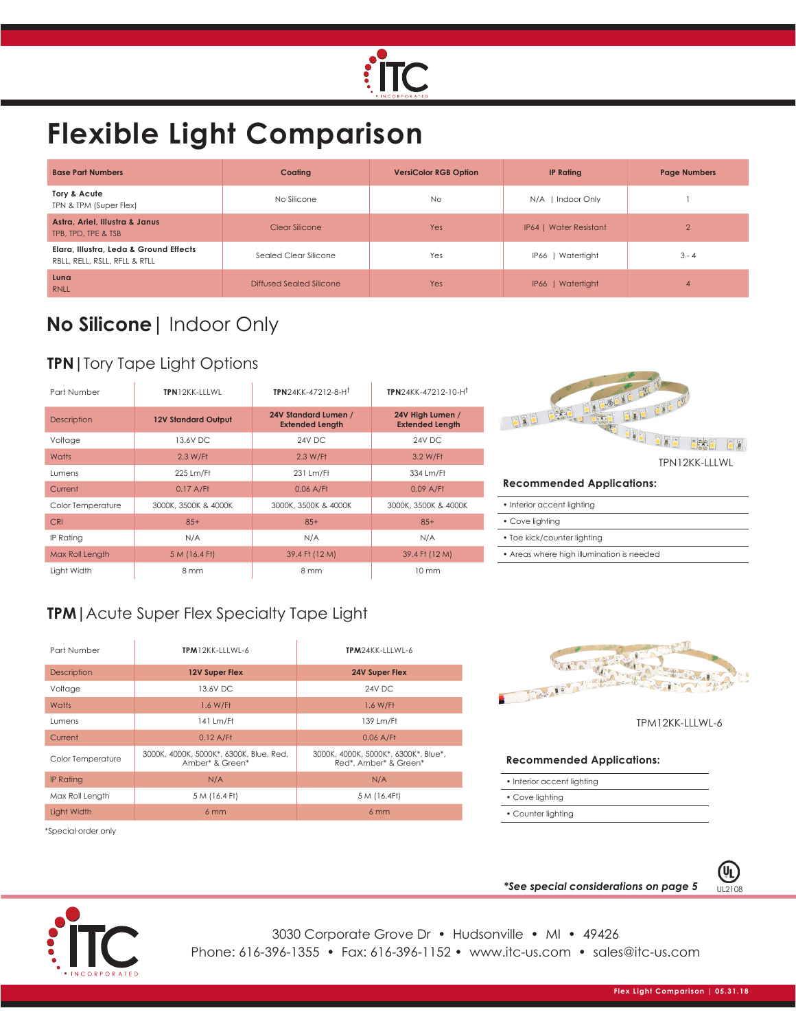# Flexible Light Comparison

| Base Part Numbers | Coating | VersiColor RGB Option | IP Rating | Page Numbers |
|---|---|---|---|---|
| **Tory & Acute**<br>TPN & TPM (Super Flex) | No Silicone | No | N/A \| Indoor Only | 1 |
| **Astra, Ariel, Illustra & Janus**<br>TPB, TPD, TPE & TSB | Clear Silicone | Yes | IP64 \| Water Resistant | 2 |
| **Elara, Illustra, Leda & Ground Effects**<br>RBLL, RELL, RSLL, RFLL & RTLL | Sealed Clear Silicone | Yes | IP66 \| Watertight | 3 - 4 |
| **Luna**<br>RNLL | Diffused Sealed Silicone | Yes | IP66 \| Watertight | 4 |

## No Silicone | Indoor Only

### TPN | Tory Tape Light Options

| Part Number | **TPN**12KK-LLLWL | **TPN**24KK-47212-8-H† | **TPN**24KK-47212-10-H† |
|---|---|---|---|
| Description | **12V Standard Output** | **24V Standard Lumen / Extended Length** | **24V High Lumen / Extended Length** |
| Voltage | 13.6V DC | 24V DC | 24V DC |
| Watts | 2.3 W/Ft | 2.3 W/Ft | 3.2 W/Ft |
| Lumens | 225 Lm/Ft | 231 Lm/Ft | 334 Lm/Ft |
| Current | 0.17 A/Ft | 0.06 A/Ft | 0.09 A/Ft |
| Color Temperature | 3000K, 3500K & 4000K | 3000K, 3500K & 4000K | 3000K, 3500K & 4000K |
| CRI | 85+ | 85+ | 85+ |
| IP Rating | N/A | N/A | N/A |
| Max Roll Length | 5 M (16.4 Ft) | 39.4 Ft (12 M) | 39.4 Ft (12 M) |
| Light Width | 8 mm | 8 mm | 10 mm |

TPN12KK-LLLWL

**Recommended Applications:**

- Interior accent lighting
- Cove lighting
- Toe kick/counter lighting
- Areas where high illumination is needed

### TPM | Acute Super Flex Specialty Tape Light

| Part Number | **TPM**12KK-LLLWL-6 | **TPM**24KK-LLLWL-6 |
|---|---|---|
| Description | **12V Super Flex** | **24V Super Flex** |
| Voltage | 13.6V DC | 24V DC |
| Watts | 1.6 W/Ft | 1.6 W/Ft |
| Lumens | 141 Lm/Ft | 139 Lm/Ft |
| Current | 0.12 A/Ft | 0.06 A/Ft |
| Color Temperature | 3000K, 4000K, 5000K*, 6300K, Blue, Red, Amber* & Green* | 3000K, 4000K, 5000K*, 6300K*, Blue*, Red*, Amber* & Green* |
| IP Rating | N/A | N/A |
| Max Roll Length | 5 M (16.4 Ft) | 5 M (16.4Ft) |
| Light Width | 6 mm | 6 mm |

*Special order only

TPM12KK-LLLWL-6

**Recommended Applications:**

- Interior accent lighting
- Cove lighting
- Counter lighting

***See special considerations on page 5***

UL2108

3030 Corporate Grove Dr • Hudsonville • MI • 49426
Phone: 616-396-1355 • Fax: 616-396-1152 • www.itc-us.com • sales@itc-us.com

Flex Light Comparison | 05.31.18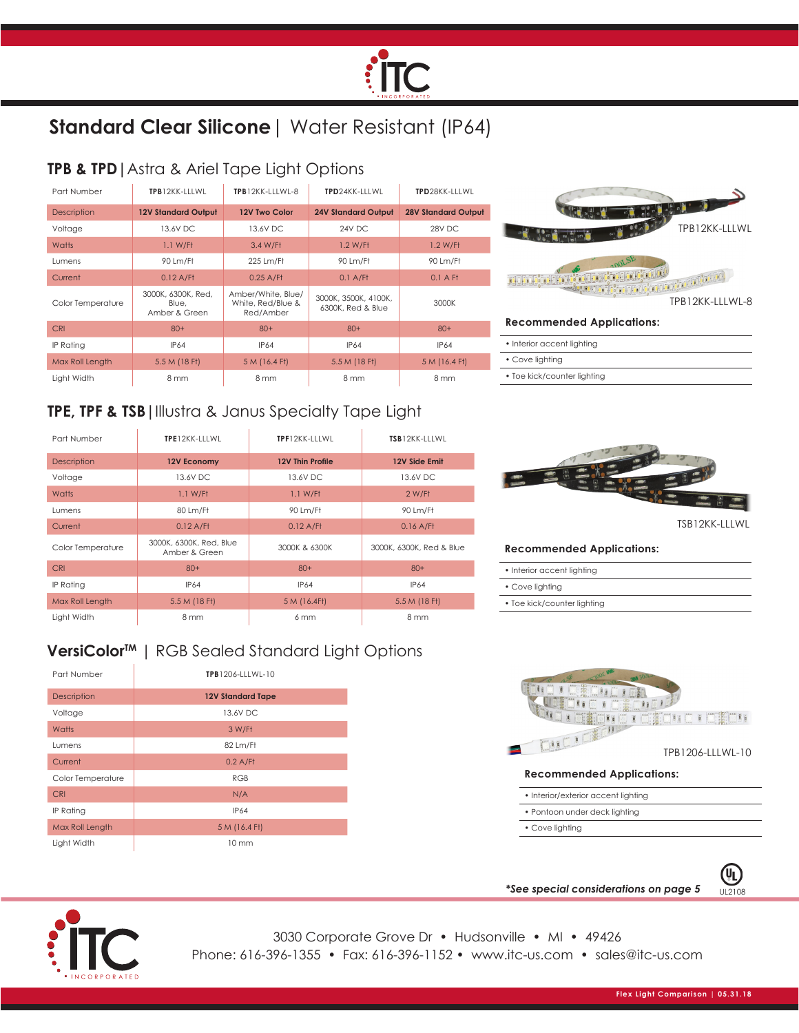# Standard Clear Silicone | Water Resistant (IP64)

## TPB & TPD | Astra & Ariel Tape Light Options

| Part Number | TPB12KK-LLLWL | TPB12KK-LLLWL-8 | TPD24KK-LLLWL | TPD28KK-LLLWL |
|---|---|---|---|---|
| Description | 12V Standard Output | 12V Two Color | 24V Standard Output | 28V Standard Output |
| Voltage | 13.6V DC | 13.6V DC | 24V DC | 28V DC |
| Watts | 1.1 W/Ft | 3.4 W/Ft | 1.2 W/Ft | 1.2 W/Ft |
| Lumens | 90 Lm/Ft | 225 Lm/Ft | 90 Lm/Ft | 90 Lm/Ft |
| Current | 0.12 A/Ft | 0.25 A/Ft | 0.1 A/Ft | 0.1 A Ft |
| Color Temperature | 3000K, 6300K, Red, Blue, Amber & Green | Amber/White, Blue/ White, Red/Blue & Red/Amber | 3000K, 3500K, 4100K, 6300K, Red & Blue | 3000K |
| CRI | 80+ | 80+ | 80+ | 80+ |
| IP Rating | IP64 | IP64 | IP64 | IP64 |
| Max Roll Length | 5.5 M (18 Ft) | 5 M (16.4 Ft) | 5.5 M (18 Ft) | 5 M (16.4 Ft) |
| Light Width | 8 mm | 8 mm | 8 mm | 8 mm |

TPB12KK-LLLWL

TPB12KK-LLLWL-8

**Recommended Applications:**

- Interior accent lighting
- Cove lighting
- Toe kick/counter lighting

## TPE, TPF & TSB | Illustra & Janus Specialty Tape Light

| Part Number | TPE12KK-LLLWL | TPF12KK-LLLWL | TSB12KK-LLLWL |
|---|---|---|---|
| Description | 12V Economy | 12V Thin Profile | 12V Side Emit |
| Voltage | 13.6V DC | 13.6V DC | 13.6V DC |
| Watts | 1.1 W/Ft | 1.1 W/Ft | 2 W/Ft |
| Lumens | 80 Lm/Ft | 90 Lm/Ft | 90 Lm/Ft |
| Current | 0.12 A/Ft | 0.12 A/Ft | 0.16 A/Ft |
| Color Temperature | 3000K, 6300K, Red, Blue Amber & Green | 3000K & 6300K | 3000K, 6300K, Red & Blue |
| CRI | 80+ | 80+ | 80+ |
| IP Rating | IP64 | IP64 | IP64 |
| Max Roll Length | 5.5 M (18 Ft) | 5 M (16.4Ft) | 5.5 M (18 Ft) |
| Light Width | 8 mm | 6 mm | 8 mm |

TSB12KK-LLLWL

**Recommended Applications:**

- Interior accent lighting
- Cove lighting
- Toe kick/counter lighting

## VersiColor™ | RGB Sealed Standard Light Options

| Part Number | TPB1206-LLLWL-10 |
|---|---|
| Description | 12V Standard Tape |
| Voltage | 13.6V DC |
| Watts | 3 W/Ft |
| Lumens | 82 Lm/Ft |
| Current | 0.2 A/Ft |
| Color Temperature | RGB |
| CRI | N/A |
| IP Rating | IP64 |
| Max Roll Length | 5 M (16.4 Ft) |
| Light Width | 10 mm |

TPB1206-LLLWL-10

**Recommended Applications:**

- Interior/exterior accent lighting
- Pontoon under deck lighting
- Cove lighting

***See special considerations on page 5***

UL2108

3030 Corporate Grove Dr • Hudsonville • MI • 49426
Phone: 616-396-1355 • Fax: 616-396-1152 • www.itc-us.com • sales@itc-us.com

Flex Light Comparison | 05.31.18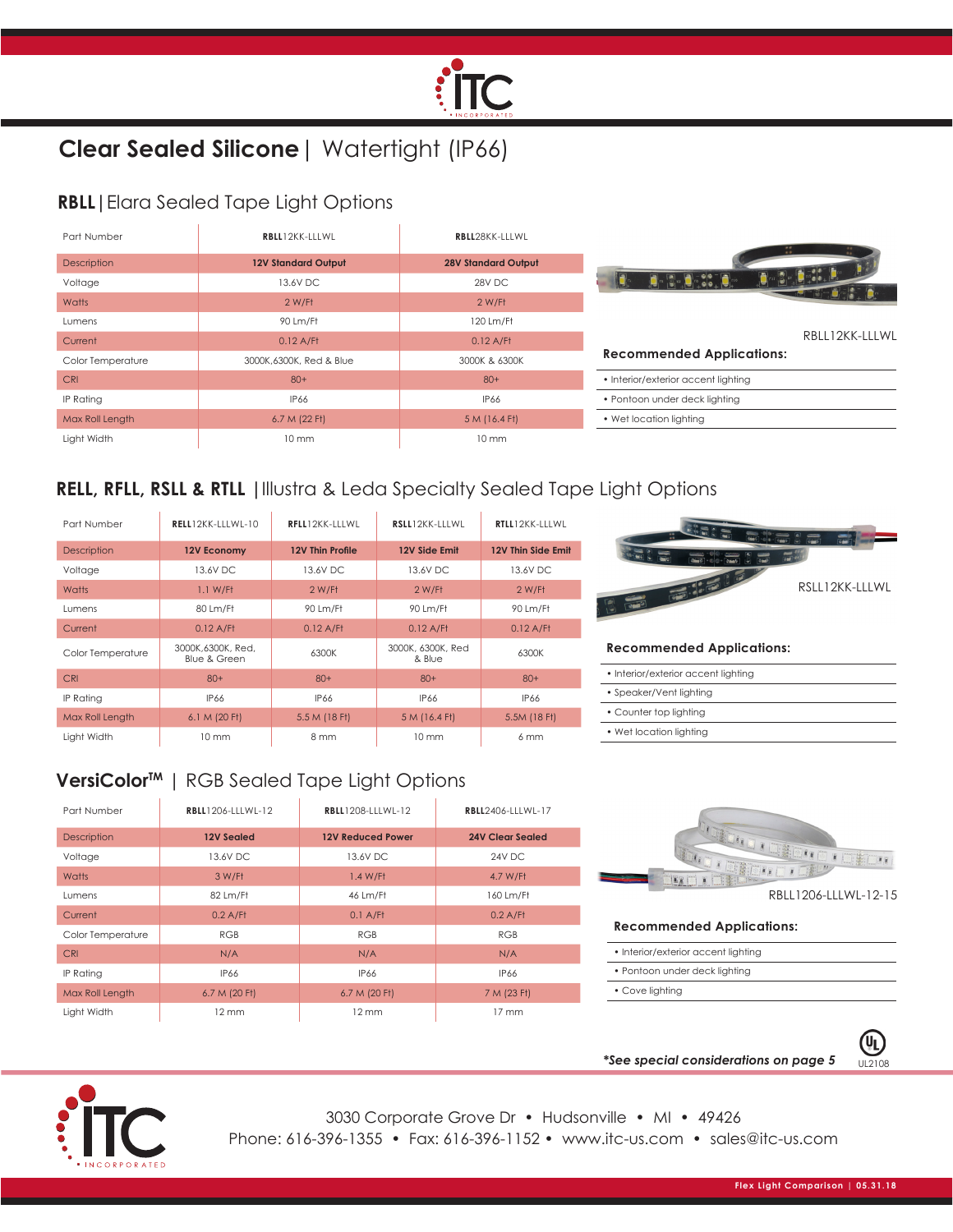# Clear Sealed Silicone | Watertight (IP66)

## RBLL | Elara Sealed Tape Light Options

| Part Number | RBLL12KK-LLLWL | RBLL28KK-LLLWL |
|---|---|---|
| Description | 12V Standard Output | 28V Standard Output |
| Voltage | 13.6V DC | 28V DC |
| Watts | 2 W/Ft | 2 W/Ft |
| Lumens | 90 Lm/Ft | 120 Lm/Ft |
| Current | 0.12 A/Ft | 0.12 A/Ft |
| Color Temperature | 3000K,6300K, Red & Blue | 3000K & 6300K |
| CRI | 80+ | 80+ |
| IP Rating | IP66 | IP66 |
| Max Roll Length | 6.7 M (22 Ft) | 5 M (16.4 Ft) |
| Light Width | 10 mm | 10 mm |

RBLL12KK-LLLWL

**Recommended Applications:**

- Interior/exterior accent lighting
- Pontoon under deck lighting
- Wet location lighting

## RELL, RFLL, RSLL & RTLL | Illustra & Leda Specialty Sealed Tape Light Options

| Part Number | RELL12KK-LLLWL-10 | RFLL12KK-LLLWL | RSLL12KK-LLLWL | RTLL12KK-LLLWL |
|---|---|---|---|---|
| Description | 12V Economy | 12V Thin Profile | 12V Side Emit | 12V Thin Side Emit |
| Voltage | 13.6V DC | 13.6V DC | 13.6V DC | 13.6V DC |
| Watts | 1.1 W/Ft | 2 W/Ft | 2 W/Ft | 2 W/Ft |
| Lumens | 80 Lm/Ft | 90 Lm/Ft | 90 Lm/Ft | 90 Lm/Ft |
| Current | 0.12 A/Ft | 0.12 A/Ft | 0.12 A/Ft | 0.12 A/Ft |
| Color Temperature | 3000K,6300K, Red, Blue & Green | 6300K | 3000K, 6300K, Red & Blue | 6300K |
| CRI | 80+ | 80+ | 80+ | 80+ |
| IP Rating | IP66 | IP66 | IP66 | IP66 |
| Max Roll Length | 6.1 M (20 Ft) | 5.5 M (18 Ft) | 5 M (16.4 Ft) | 5.5M (18 Ft) |
| Light Width | 10 mm | 8 mm | 10 mm | 6 mm |

RSLL12KK-LLLWL

**Recommended Applications:**

- Interior/exterior accent lighting
- Speaker/Vent lighting
- Counter top lighting
- Wet location lighting

## VersiColor™ | RGB Sealed Tape Light Options

| Part Number | RBLL1206-LLLWL-12 | RBLL1208-LLLWL-12 | RBLL2406-LLLWL-17 |
|---|---|---|---|
| Description | 12V Sealed | 12V Reduced Power | 24V Clear Sealed |
| Voltage | 13.6V DC | 13.6V DC | 24V DC |
| Watts | 3 W/Ft | 1.4 W/Ft | 4.7 W/Ft |
| Lumens | 82 Lm/Ft | 46 Lm/Ft | 160 Lm/Ft |
| Current | 0.2 A/Ft | 0.1 A/Ft | 0.2 A/Ft |
| Color Temperature | RGB | RGB | RGB |
| CRI | N/A | N/A | N/A |
| IP Rating | IP66 | IP66 | IP66 |
| Max Roll Length | 6.7 M (20 Ft) | 6.7 M (20 Ft) | 7 M (23 Ft) |
| Light Width | 12 mm | 12 mm | 17 mm |

RBLL1206-LLLWL-12-15

**Recommended Applications:**

- Interior/exterior accent lighting
- Pontoon under deck lighting
- Cove lighting

***See special considerations on page 5***

UL2108

3030 Corporate Grove Dr • Hudsonville • MI • 49426
Phone: 616-396-1355 • Fax: 616-396-1152 • www.itc-us.com • sales@itc-us.com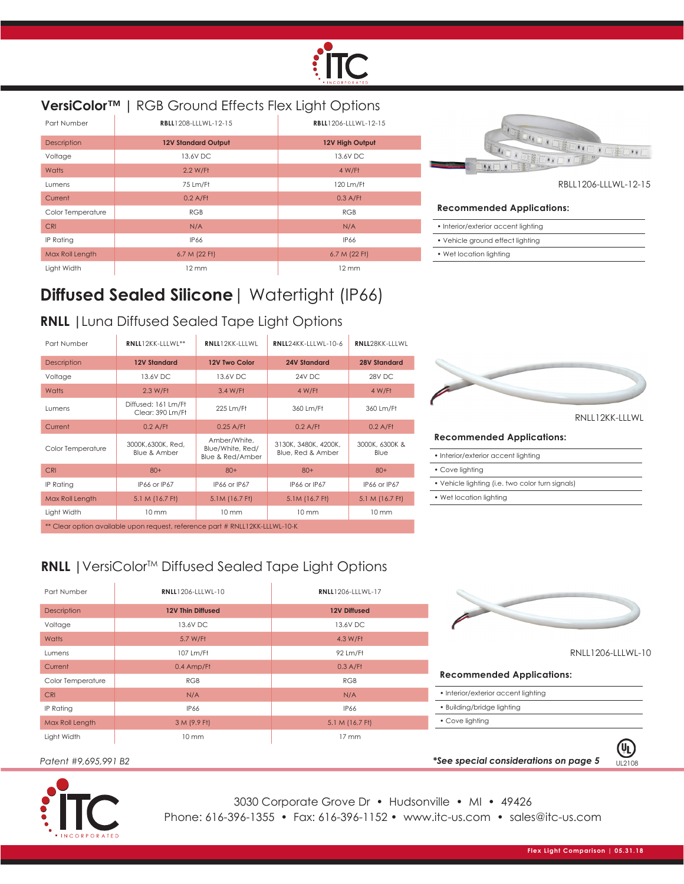## VersiColor™ | RGB Ground Effects Flex Light Options

| Part Number | **RBLL**1208-LLLWL-12-15 | **RBLL**1206-LLLWL-12-15 |
|---|---|---|
| Description | **12V Standard Output** | **12V High Output** |
| Voltage | 13.6V DC | 13.6V DC |
| Watts | 2.2 W/Ft | 4 W/Ft |
| Lumens | 75 Lm/Ft | 120 Lm/Ft |
| Current | 0.2 A/Ft | 0.3 A/Ft |
| Color Temperature | RGB | RGB |
| CRI | N/A | N/A |
| IP Rating | IP66 | IP66 |
| Max Roll Length | 6.7 M (22 Ft) | 6.7 M (22 Ft) |
| Light Width | 12 mm | 12 mm |

RBLL1206-LLLWL-12-15

**Recommended Applications:**

- Interior/exterior accent lighting
- Vehicle ground effect lighting
- Wet location lighting

# Diffused Sealed Silicone | Watertight (IP66)

## RNLL | Luna Diffused Sealed Tape Light Options

| Part Number | **RNLL**12KK-LLLWL** | **RNLL**12KK-LLLWL | **RNLL**24KK-LLLWL-10-6 | **RNLL**28KK-LLLWL |
|---|---|---|---|---|
| Description | **12V Standard** | **12V Two Color** | **24V Standard** | **28V Standard** |
| Voltage | 13.6V DC | 13.6V DC | 24V DC | 28V DC |
| Watts | 2.3 W/Ft | 3.4 W/Ft | 4 W/Ft | 4 W/Ft |
| Lumens | Diffused: 161 Lm/Ft<br>Clear: 390 Lm/Ft | 225 Lm/Ft | 360 Lm/Ft | 360 Lm/Ft |
| Current | 0.2 A/Ft | 0.25 A/Ft | 0.2 A/Ft | 0.2 A/Ft |
| Color Temperature | 3000K,6300K, Red, Blue & Amber | Amber/White, Blue/White, Red/ Blue & Red/Amber | 3130K, 3480K, 4200K, Blue, Red & Amber | 3000K, 6300K & Blue |
| CRI | 80+ | 80+ | 80+ | 80+ |
| IP Rating | IP66 or IP67 | IP66 or IP67 | IP66 or IP67 | IP66 or IP67 |
| Max Roll Length | 5.1 M (16.7 Ft) | 5.1M (16.7 Ft) | 5.1M (16.7 Ft) | 5.1 M (16.7 Ft) |
| Light Width | 10 mm | 10 mm | 10 mm | 10 mm |

** Clear option available upon request, reference part # RNLL12KK-LLLWL-10-K

RNLL12KK-LLLWL

**Recommended Applications:**

- Interior/exterior accent lighting
- Cove lighting
- Vehicle lighting (i.e. two color turn signals)
- Wet location lighting

## RNLL | VersiColor™ Diffused Sealed Tape Light Options

| Part Number | **RNLL**1206-LLLWL-10 | **RNLL**1206-LLLWL-17 |
|---|---|---|
| Description | **12V Thin Diffused** | **12V Diffused** |
| Voltage | 13.6V DC | 13.6V DC |
| Watts | 5.7 W/Ft | 4.3 W/Ft |
| Lumens | 107 Lm/Ft | 92 Lm/Ft |
| Current | 0.4 Amp/Ft | 0.3 A/Ft |
| Color Temperature | RGB | RGB |
| CRI | N/A | N/A |
| IP Rating | IP66 | IP66 |
| Max Roll Length | 3 M (9.9 Ft) | 5.1 M (16.7 Ft) |
| Light Width | 10 mm | 17 mm |

RNLL1206-LLLWL-10

**Recommended Applications:**

- Interior/exterior accent lighting
- Building/bridge lighting
- Cove lighting

*Patent #9,695,991 B2*

***See special considerations on page 5***

UL2108

3030 Corporate Grove Dr • Hudsonville • MI • 49426
Phone: 616-396-1355 • Fax: 616-396-1152 • www.itc-us.com • sales@itc-us.com

**Flex Light Comparison | 05.31.18**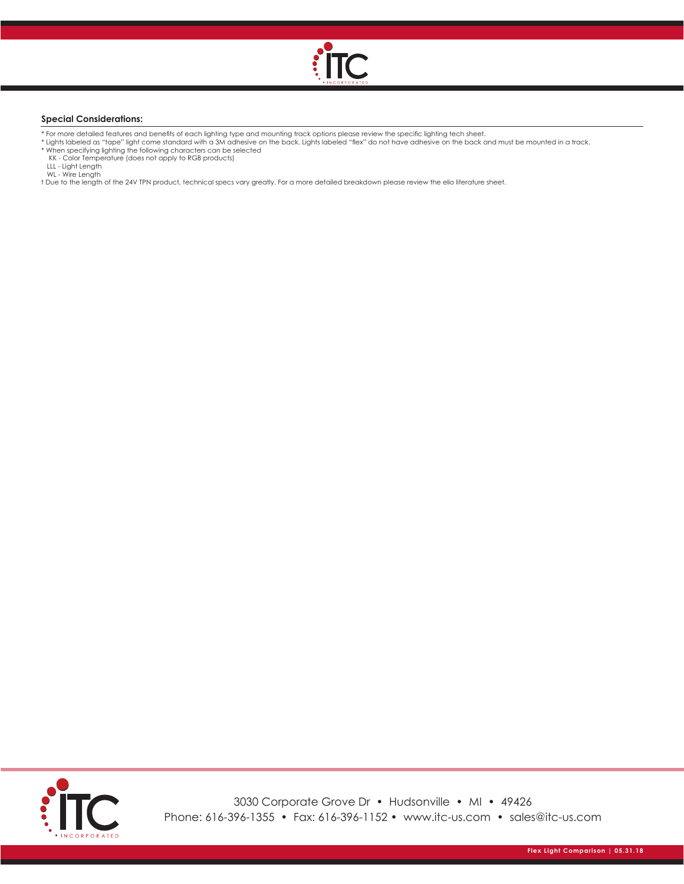### Special Considerations:

* For more detailed features and benefits of each lighting type and mounting track options please review the specific lighting tech sheet.
* Lights labeled as "tape" light come standard with a 3M adhesive on the back. Lights labeled "flex" do not have adhesive on the back and must be mounted in a track.
* When specifying lighting the following characters can be selected
  KK - Color Temperature (does not apply to RGB products)
  LLL - Light Length
  WL - Wire Length

† Due to the length of the 24V TPN product, technical specs vary greatly. For a more detailed breakdown please review the elio literature sheet.

3030 Corporate Grove Dr • Hudsonville • MI • 49426
Phone: 616-396-1355 • Fax: 616-396-1152 • www.itc-us.com • sales@itc-us.com